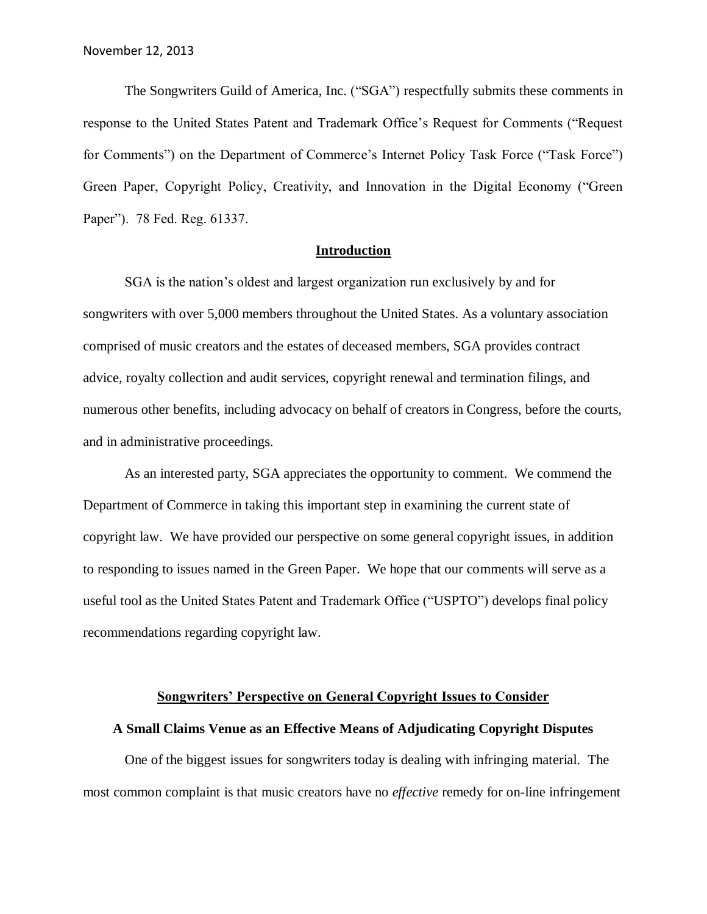November 12, 2013

The Songwriters Guild of America, Inc. ("SGA") respectfully submits these comments in response to the United States Patent and Trademark Office's Request for Comments ("Request for Comments") on the Department of Commerce's Internet Policy Task Force ("Task Force") Green Paper, Copyright Policy, Creativity, and Innovation in the Digital Economy ("Green Paper"). 78 Fed. Reg. 61337.

## Introduction

SGA is the nation's oldest and largest organization run exclusively by and for songwriters with over 5,000 members throughout the United States. As a voluntary association comprised of music creators and the estates of deceased members, SGA provides contract advice, royalty collection and audit services, copyright renewal and termination filings, and numerous other benefits, including advocacy on behalf of creators in Congress, before the courts, and in administrative proceedings.

As an interested party, SGA appreciates the opportunity to comment. We commend the Department of Commerce in taking this important step in examining the current state of copyright law. We have provided our perspective on some general copyright issues, in addition to responding to issues named in the Green Paper. We hope that our comments will serve as a useful tool as the United States Patent and Trademark Office ("USPTO") develops final policy recommendations regarding copyright law.

## Songwriters' Perspective on General Copyright Issues to Consider

### A Small Claims Venue as an Effective Means of Adjudicating Copyright Disputes

One of the biggest issues for songwriters today is dealing with infringing material. The most common complaint is that music creators have no *effective* remedy for on-line infringement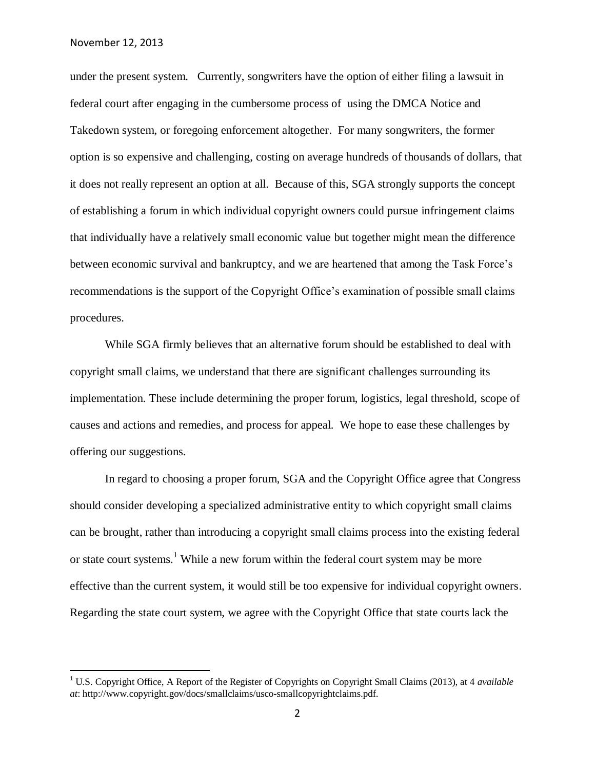under the present system. Currently, songwriters have the option of either filing a lawsuit in federal court after engaging in the cumbersome process of using the DMCA Notice and Takedown system, or foregoing enforcement altogether. For many songwriters, the former option is so expensive and challenging, costing on average hundreds of thousands of dollars, that it does not really represent an option at all. Because of this, SGA strongly supports the concept of establishing a forum in which individual copyright owners could pursue infringement claims that individually have a relatively small economic value but together might mean the difference between economic survival and bankruptcy, and we are heartened that among the Task Force's recommendations is the support of the Copyright Office's examination of possible small claims procedures.

While SGA firmly believes that an alternative forum should be established to deal with copyright small claims, we understand that there are significant challenges surrounding its implementation. These include determining the proper forum, logistics, legal threshold, scope of causes and actions and remedies, and process for appeal. We hope to ease these challenges by offering our suggestions.

In regard to choosing a proper forum, SGA and the Copyright Office agree that Congress should consider developing a specialized administrative entity to which copyright small claims can be brought, rather than introducing a copyright small claims process into the existing federal or state court systems.[1] While a new forum within the federal court system may be more effective than the current system, it would still be too expensive for individual copyright owners. Regarding the state court system, we agree with the Copyright Office that state courts lack the

---

[1] U.S. Copyright Office, A Report of the Register of Copyrights on Copyright Small Claims (2013), at 4 *available at*: http://www.copyright.gov/docs/smallclaims/usco-smallcopyrightclaims.pdf.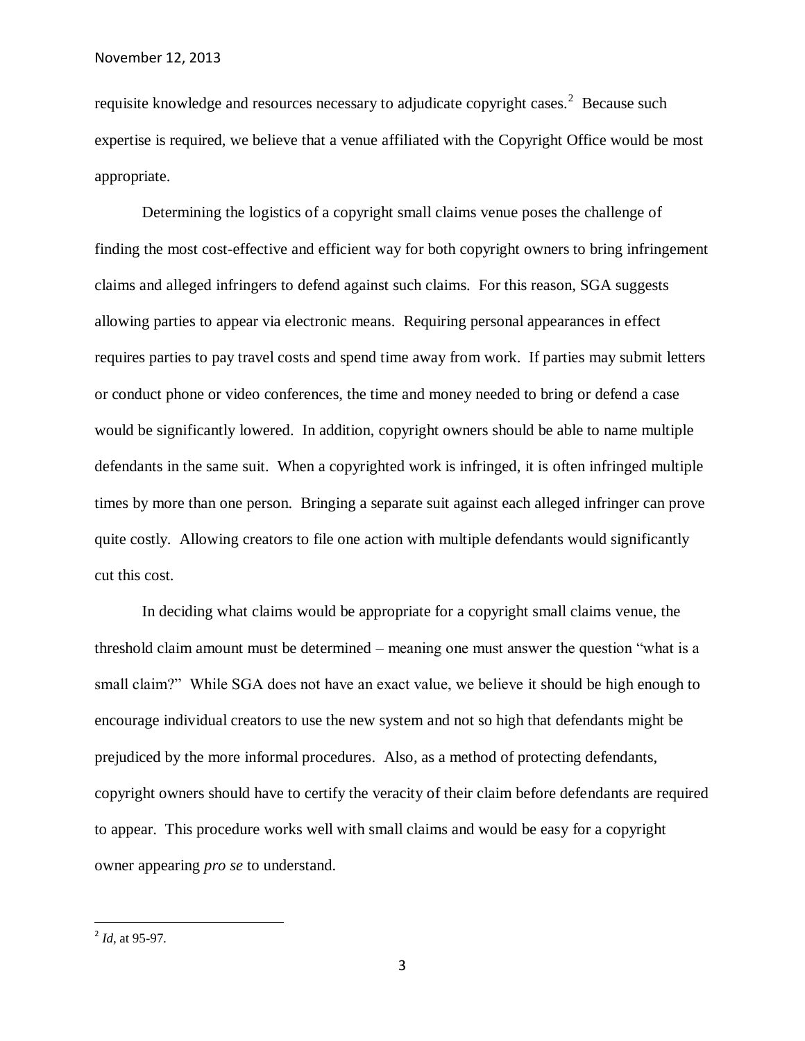requisite knowledge and resources necessary to adjudicate copyright cases.[2] Because such expertise is required, we believe that a venue affiliated with the Copyright Office would be most appropriate.

Determining the logistics of a copyright small claims venue poses the challenge of finding the most cost-effective and efficient way for both copyright owners to bring infringement claims and alleged infringers to defend against such claims. For this reason, SGA suggests allowing parties to appear via electronic means. Requiring personal appearances in effect requires parties to pay travel costs and spend time away from work. If parties may submit letters or conduct phone or video conferences, the time and money needed to bring or defend a case would be significantly lowered. In addition, copyright owners should be able to name multiple defendants in the same suit. When a copyrighted work is infringed, it is often infringed multiple times by more than one person. Bringing a separate suit against each alleged infringer can prove quite costly. Allowing creators to file one action with multiple defendants would significantly cut this cost.

In deciding what claims would be appropriate for a copyright small claims venue, the threshold claim amount must be determined – meaning one must answer the question "what is a small claim?" While SGA does not have an exact value, we believe it should be high enough to encourage individual creators to use the new system and not so high that defendants might be prejudiced by the more informal procedures. Also, as a method of protecting defendants, copyright owners should have to certify the veracity of their claim before defendants are required to appear. This procedure works well with small claims and would be easy for a copyright owner appearing *pro se* to understand.

[2] *Id*, at 95-97.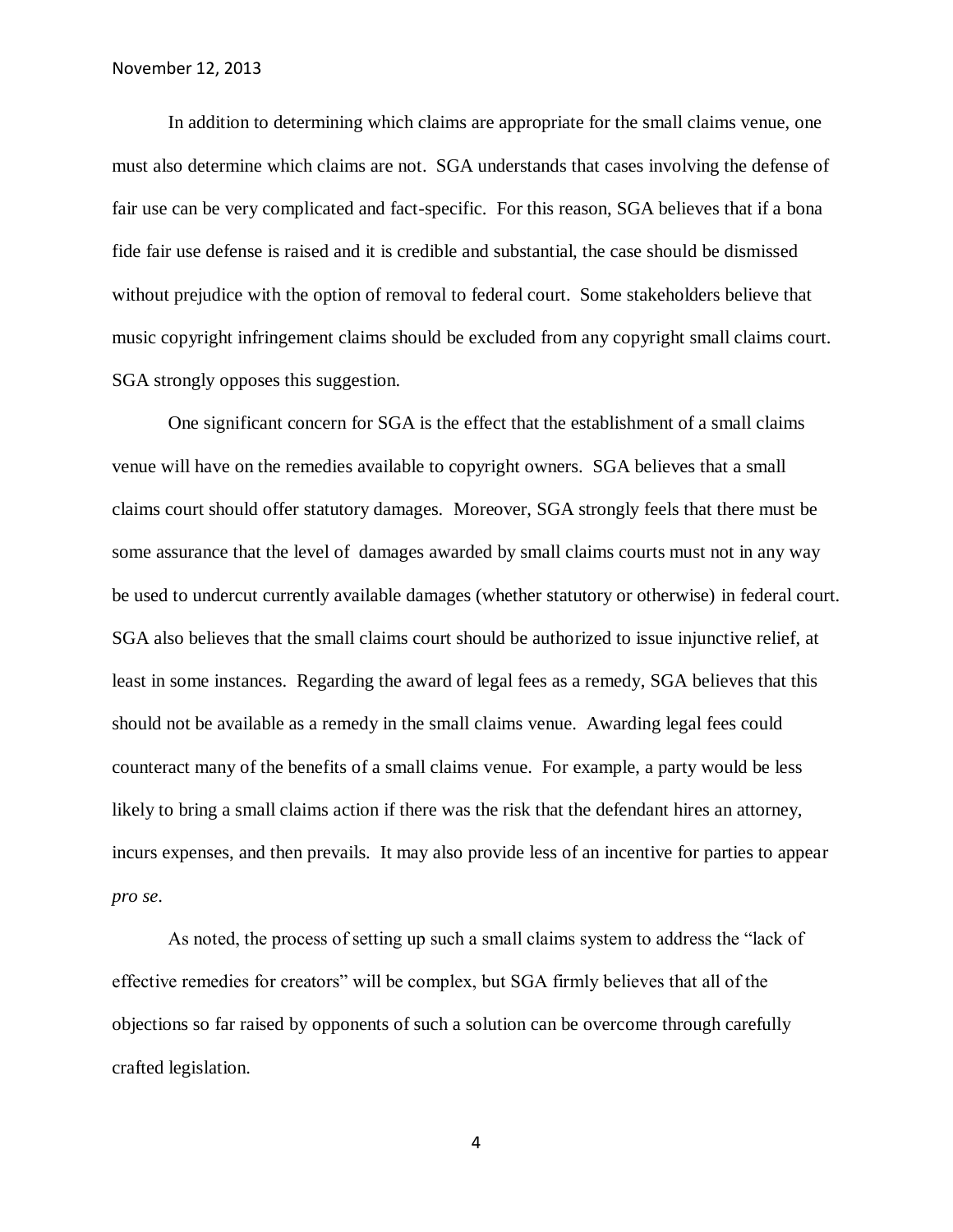In addition to determining which claims are appropriate for the small claims venue, one must also determine which claims are not. SGA understands that cases involving the defense of fair use can be very complicated and fact-specific. For this reason, SGA believes that if a bona fide fair use defense is raised and it is credible and substantial, the case should be dismissed without prejudice with the option of removal to federal court. Some stakeholders believe that music copyright infringement claims should be excluded from any copyright small claims court. SGA strongly opposes this suggestion.

One significant concern for SGA is the effect that the establishment of a small claims venue will have on the remedies available to copyright owners. SGA believes that a small claims court should offer statutory damages. Moreover, SGA strongly feels that there must be some assurance that the level of damages awarded by small claims courts must not in any way be used to undercut currently available damages (whether statutory or otherwise) in federal court. SGA also believes that the small claims court should be authorized to issue injunctive relief, at least in some instances. Regarding the award of legal fees as a remedy, SGA believes that this should not be available as a remedy in the small claims venue. Awarding legal fees could counteract many of the benefits of a small claims venue. For example, a party would be less likely to bring a small claims action if there was the risk that the defendant hires an attorney, incurs expenses, and then prevails. It may also provide less of an incentive for parties to appear *pro se*.

As noted, the process of setting up such a small claims system to address the "lack of effective remedies for creators" will be complex, but SGA firmly believes that all of the objections so far raised by opponents of such a solution can be overcome through carefully crafted legislation.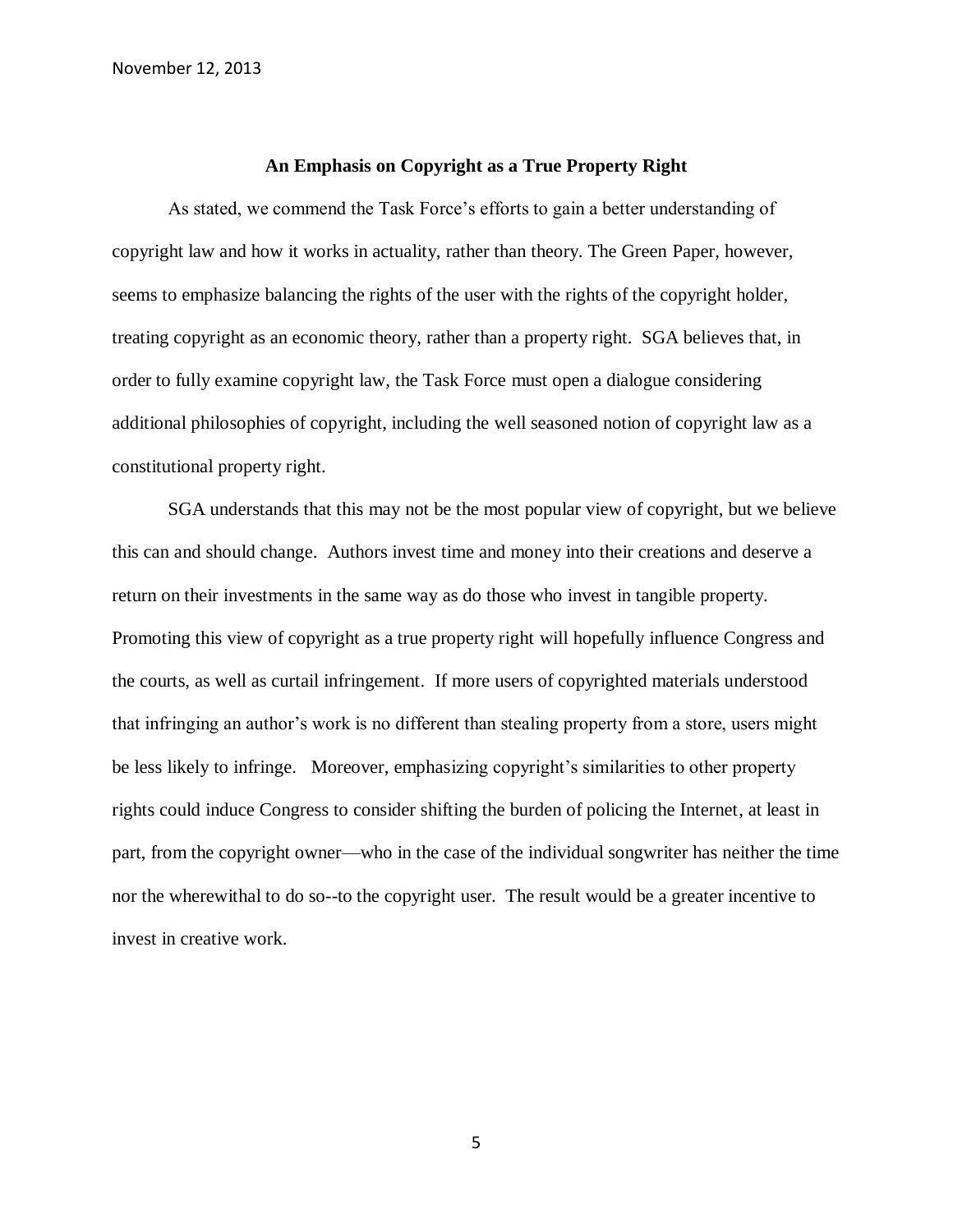## An Emphasis on Copyright as a True Property Right

As stated, we commend the Task Force's efforts to gain a better understanding of copyright law and how it works in actuality, rather than theory. The Green Paper, however, seems to emphasize balancing the rights of the user with the rights of the copyright holder, treating copyright as an economic theory, rather than a property right. SGA believes that, in order to fully examine copyright law, the Task Force must open a dialogue considering additional philosophies of copyright, including the well seasoned notion of copyright law as a constitutional property right.

SGA understands that this may not be the most popular view of copyright, but we believe this can and should change. Authors invest time and money into their creations and deserve a return on their investments in the same way as do those who invest in tangible property. Promoting this view of copyright as a true property right will hopefully influence Congress and the courts, as well as curtail infringement. If more users of copyrighted materials understood that infringing an author's work is no different than stealing property from a store, users might be less likely to infringe. Moreover, emphasizing copyright's similarities to other property rights could induce Congress to consider shifting the burden of policing the Internet, at least in part, from the copyright owner—who in the case of the individual songwriter has neither the time nor the wherewithal to do so--to the copyright user. The result would be a greater incentive to invest in creative work.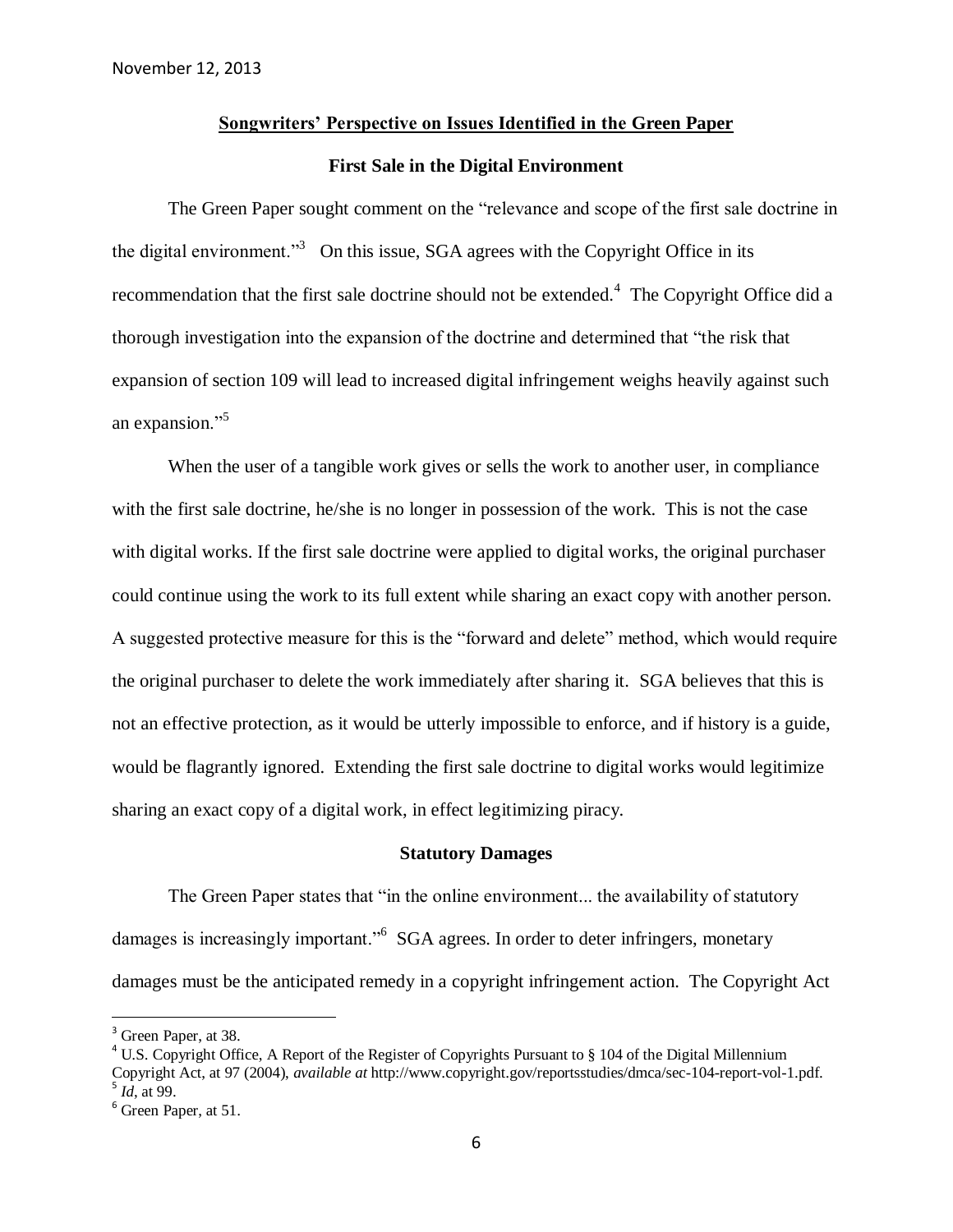## Songwriters' Perspective on Issues Identified in the Green Paper

### First Sale in the Digital Environment

The Green Paper sought comment on the "relevance and scope of the first sale doctrine in the digital environment."[3] On this issue, SGA agrees with the Copyright Office in its recommendation that the first sale doctrine should not be extended.[4] The Copyright Office did a thorough investigation into the expansion of the doctrine and determined that "the risk that expansion of section 109 will lead to increased digital infringement weighs heavily against such an expansion."[5]

When the user of a tangible work gives or sells the work to another user, in compliance with the first sale doctrine, he/she is no longer in possession of the work. This is not the case with digital works. If the first sale doctrine were applied to digital works, the original purchaser could continue using the work to its full extent while sharing an exact copy with another person. A suggested protective measure for this is the "forward and delete" method, which would require the original purchaser to delete the work immediately after sharing it. SGA believes that this is not an effective protection, as it would be utterly impossible to enforce, and if history is a guide, would be flagrantly ignored. Extending the first sale doctrine to digital works would legitimize sharing an exact copy of a digital work, in effect legitimizing piracy.

### Statutory Damages

The Green Paper states that "in the online environment... the availability of statutory damages is increasingly important."[6] SGA agrees. In order to deter infringers, monetary damages must be the anticipated remedy in a copyright infringement action. The Copyright Act

---

[3] Green Paper, at 38.

[4] U.S. Copyright Office, A Report of the Register of Copyrights Pursuant to § 104 of the Digital Millennium Copyright Act, at 97 (2004), *available at* http://www.copyright.gov/reportsstudies/dmca/sec-104-report-vol-1.pdf.

[5] *Id*, at 99.

[6] Green Paper, at 51.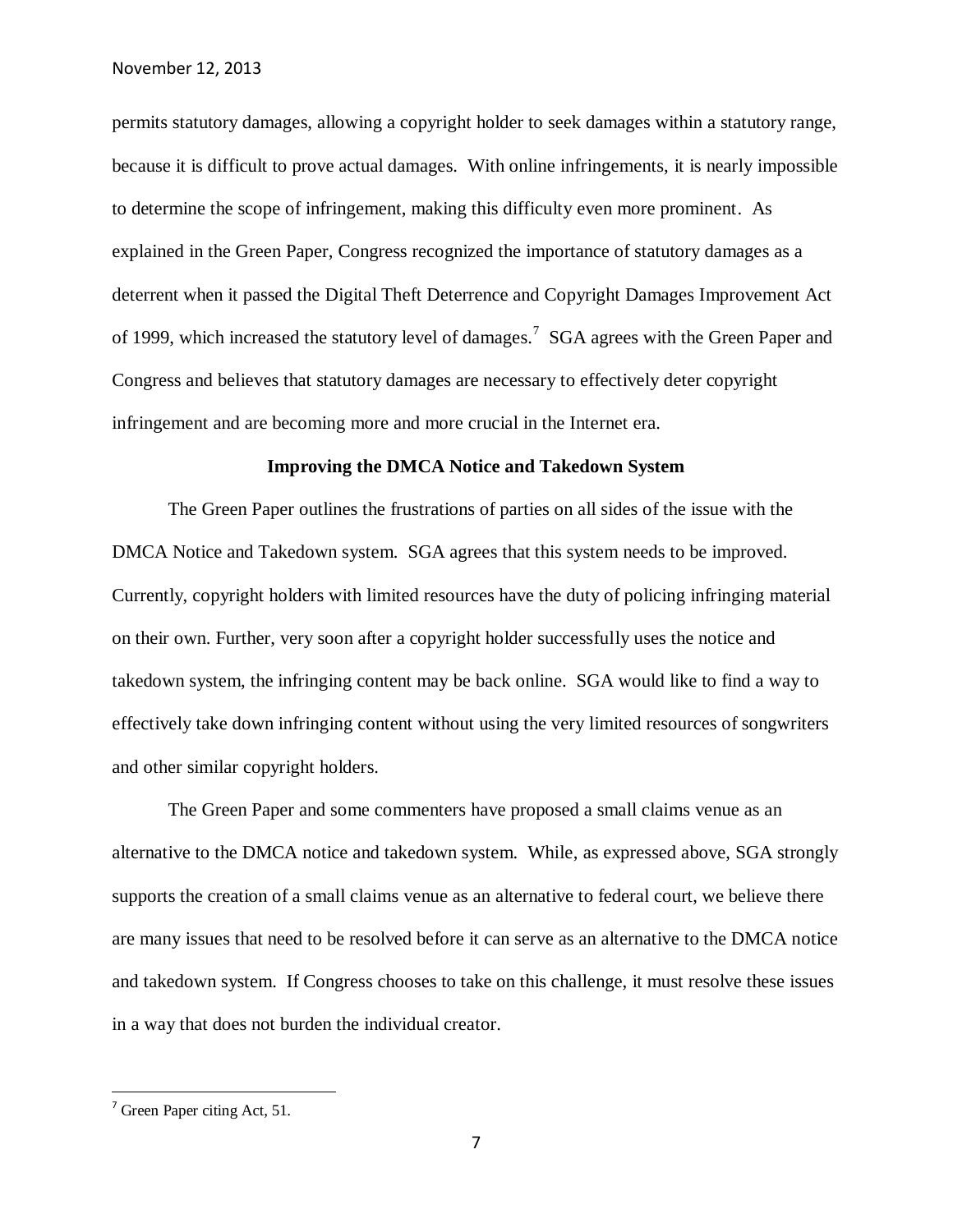permits statutory damages, allowing a copyright holder to seek damages within a statutory range, because it is difficult to prove actual damages. With online infringements, it is nearly impossible to determine the scope of infringement, making this difficulty even more prominent. As explained in the Green Paper, Congress recognized the importance of statutory damages as a deterrent when it passed the Digital Theft Deterrence and Copyright Damages Improvement Act of 1999, which increased the statutory level of damages.[7] SGA agrees with the Green Paper and Congress and believes that statutory damages are necessary to effectively deter copyright infringement and are becoming more and more crucial in the Internet era.

**Improving the DMCA Notice and Takedown System**

The Green Paper outlines the frustrations of parties on all sides of the issue with the DMCA Notice and Takedown system. SGA agrees that this system needs to be improved. Currently, copyright holders with limited resources have the duty of policing infringing material on their own. Further, very soon after a copyright holder successfully uses the notice and takedown system, the infringing content may be back online. SGA would like to find a way to effectively take down infringing content without using the very limited resources of songwriters and other similar copyright holders.

The Green Paper and some commenters have proposed a small claims venue as an alternative to the DMCA notice and takedown system. While, as expressed above, SGA strongly supports the creation of a small claims venue as an alternative to federal court, we believe there are many issues that need to be resolved before it can serve as an alternative to the DMCA notice and takedown system. If Congress chooses to take on this challenge, it must resolve these issues in a way that does not burden the individual creator.

---

[7] Green Paper citing Act, 51.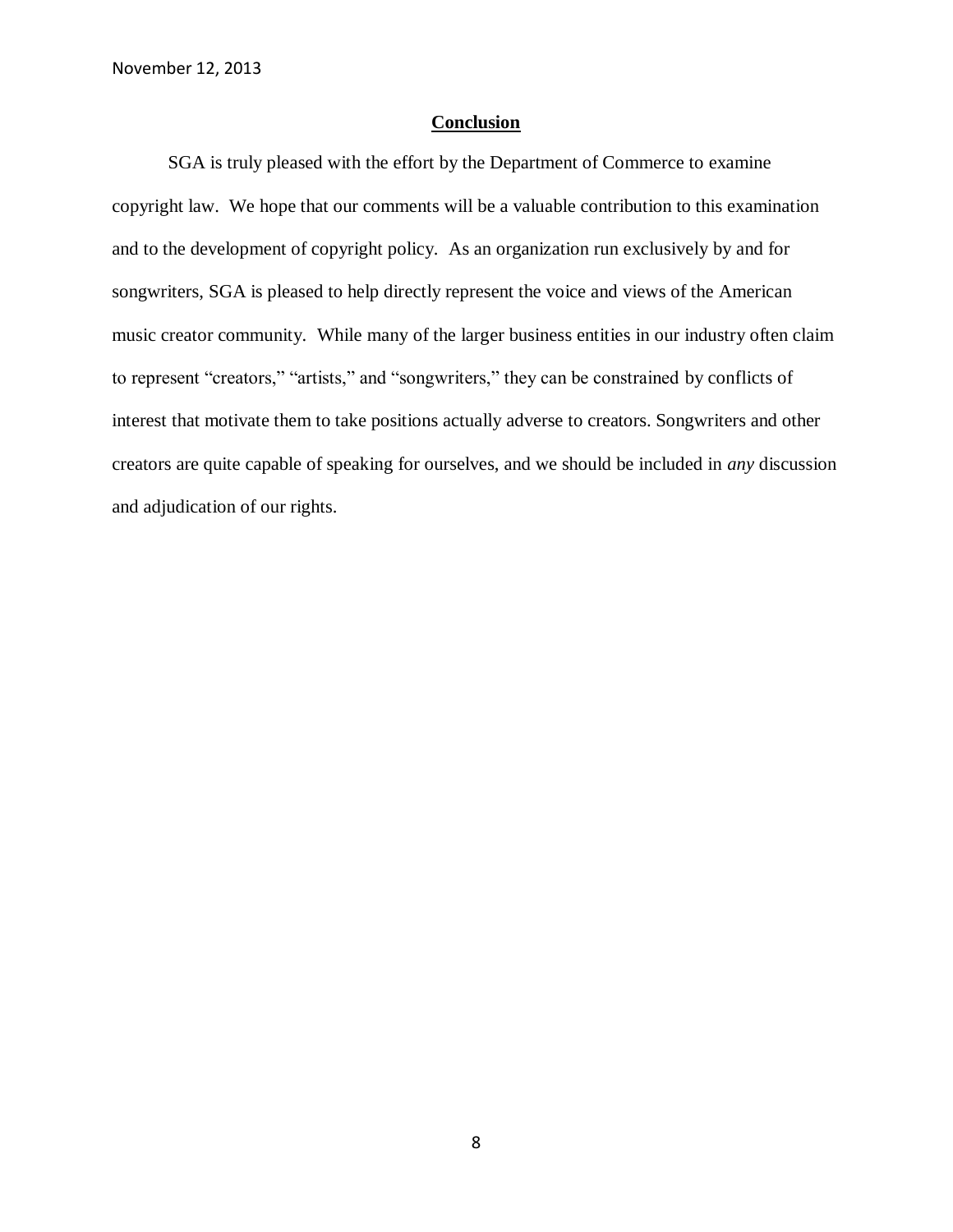## Conclusion

SGA is truly pleased with the effort by the Department of Commerce to examine copyright law. We hope that our comments will be a valuable contribution to this examination and to the development of copyright policy. As an organization run exclusively by and for songwriters, SGA is pleased to help directly represent the voice and views of the American music creator community. While many of the larger business entities in our industry often claim to represent "creators," "artists," and "songwriters," they can be constrained by conflicts of interest that motivate them to take positions actually adverse to creators. Songwriters and other creators are quite capable of speaking for ourselves, and we should be included in *any* discussion and adjudication of our rights.